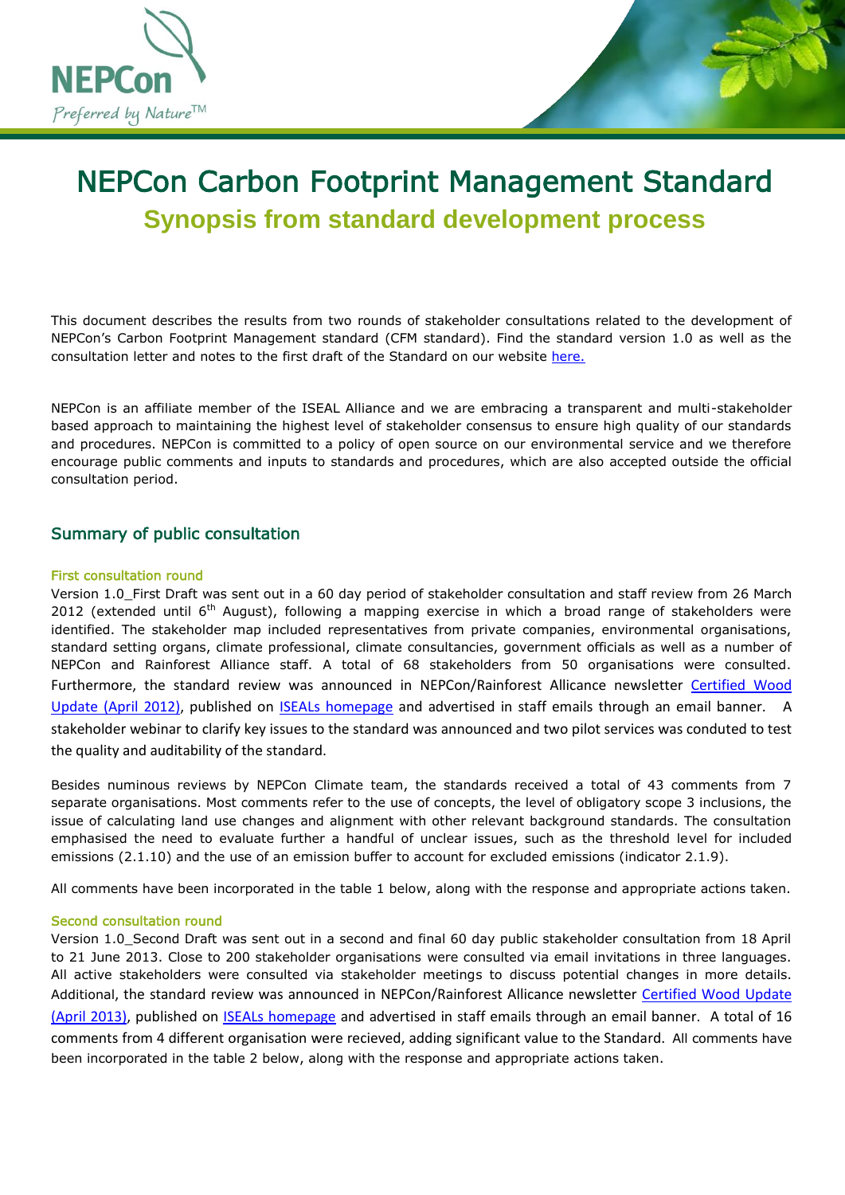# NEPCon Carbon Footprint Management Standard

## Synopsis from standard development process

This document describes the results from two rounds of stakeholder consultations related to the development of NEPCon's Carbon Footprint Management standard (CFM standard). Find the standard version 1.0 as well as the consultation letter and notes to the first draft of the Standard on our website here.

NEPCon is an affiliate member of the ISEAL Alliance and we are embracing a transparent and multi-stakeholder based approach to maintaining the highest level of stakeholder consensus to ensure high quality of our standards and procedures. NEPCon is committed to a policy of open source on our environmental service and we therefore encourage public comments and inputs to standards and procedures, which are also accepted outside the official consultation period.

## Summary of public consultation

### First consultation round

Version 1.0_First Draft was sent out in a 60 day period of stakeholder consultation and staff review from 26 March 2012 (extended until 6th August), following a mapping exercise in which a broad range of stakeholders were identified. The stakeholder map included representatives from private companies, environmental organisations, standard setting organs, climate professional, climate consultancies, government officials as well as a number of NEPCon and Rainforest Alliance staff. A total of 68 stakeholders from 50 organisations were consulted. Furthermore, the standard review was announced in NEPCon/Rainforest Allicance newsletter Certified Wood Update (April 2012), published on ISEALs homepage and advertised in staff emails through an email banner. A stakeholder webinar to clarify key issues to the standard was announced and two pilot services was conduted to test the quality and auditability of the standard.

Besides numinous reviews by NEPCon Climate team, the standards received a total of 43 comments from 7 separate organisations. Most comments refer to the use of concepts, the level of obligatory scope 3 inclusions, the issue of calculating land use changes and alignment with other relevant background standards. The consultation emphasised the need to evaluate further a handful of unclear issues, such as the threshold level for included emissions (2.1.10) and the use of an emission buffer to account for excluded emissions (indicator 2.1.9).

All comments have been incorporated in the table 1 below, along with the response and appropriate actions taken.

### Second consultation round

Version 1.0_Second Draft was sent out in a second and final 60 day public stakeholder consultation from 18 April to 21 June 2013. Close to 200 stakeholder organisations were consulted via email invitations in three languages. All active stakeholders were consulted via stakeholder meetings to discuss potential changes in more details. Additional, the standard review was announced in NEPCon/Rainforest Allicance newsletter Certified Wood Update (April 2013), published on ISEALs homepage and advertised in staff emails through an email banner. A total of 16 comments from 4 different organisation were recieved, adding significant value to the Standard. All comments have been incorporated in the table 2 below, along with the response and appropriate actions taken.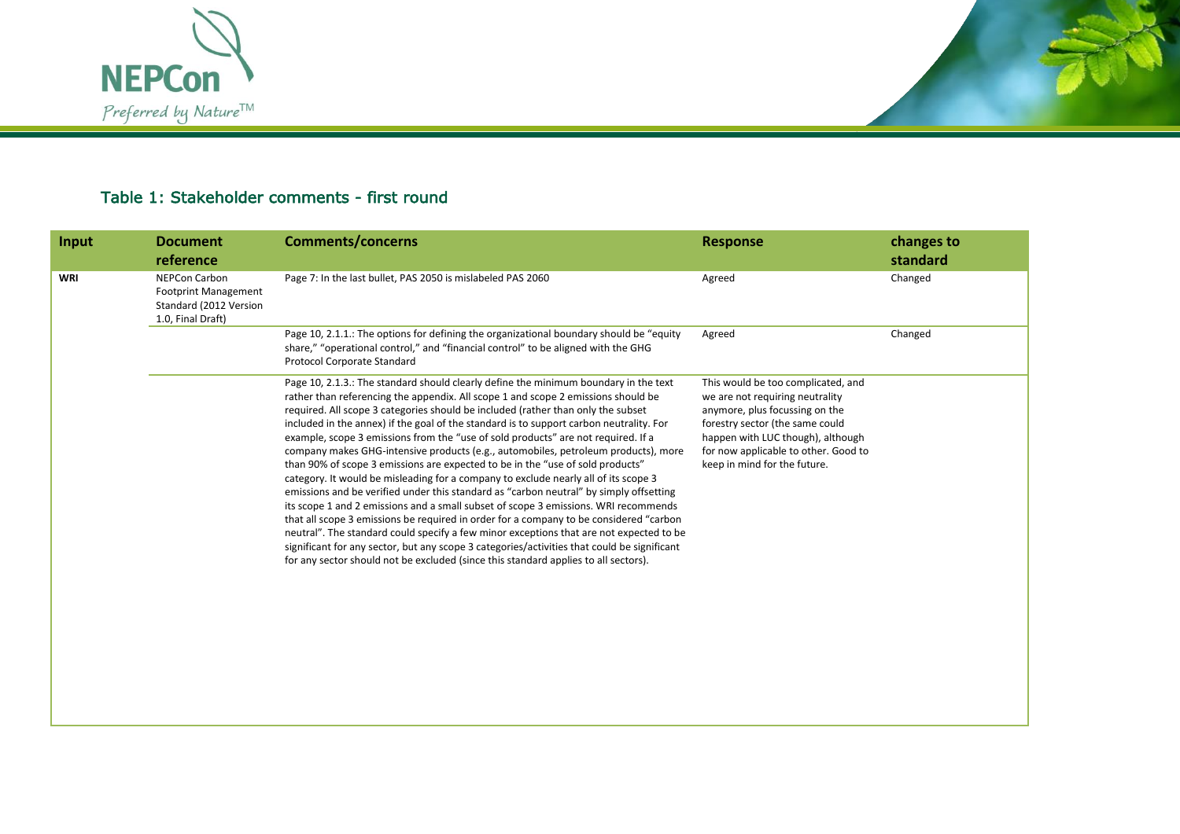## Table 1: Stakeholder comments - first round

| Input | Document reference | Comments/concerns | Response | changes to standard |
|---|---|---|---|---|
| **WRI** | NEPCon Carbon Footprint Management Standard (2012 Version 1.0, Final Draft) | Page 7: In the last bullet, PAS 2050 is mislabeled PAS 2060 | Agreed | Changed |
| | | Page 10, 2.1.1.: The options for defining the organizational boundary should be "equity share," "operational control," and "financial control" to be aligned with the GHG Protocol Corporate Standard | Agreed | Changed |
| | | Page 10, 2.1.3.: The standard should clearly define the minimum boundary in the text rather than referencing the appendix. All scope 1 and scope 2 emissions should be required. All scope 3 categories should be included (rather than only the subset included in the annex) if the goal of the standard is to support carbon neutrality. For example, scope 3 emissions from the "use of sold products" are not required. If a company makes GHG-intensive products (e.g., automobiles, petroleum products), more than 90% of scope 3 emissions are expected to be in the "use of sold products" category. It would be misleading for a company to exclude nearly all of its scope 3 emissions and be verified under this standard as "carbon neutral" by simply offsetting its scope 1 and 2 emissions and a small subset of scope 3 emissions. WRI recommends that all scope 3 emissions be required in order for a company to be considered "carbon neutral". The standard could specify a few minor exceptions that are not expected to be significant for any sector, but any scope 3 categories/activities that could be significant for any sector should not be excluded (since this standard applies to all sectors). | This would be too complicated, and we are not requiring neutrality anymore, plus focussing on the forestry sector (the same could happen with LUC though), although for now applicable to other. Good to keep in mind for the future. | |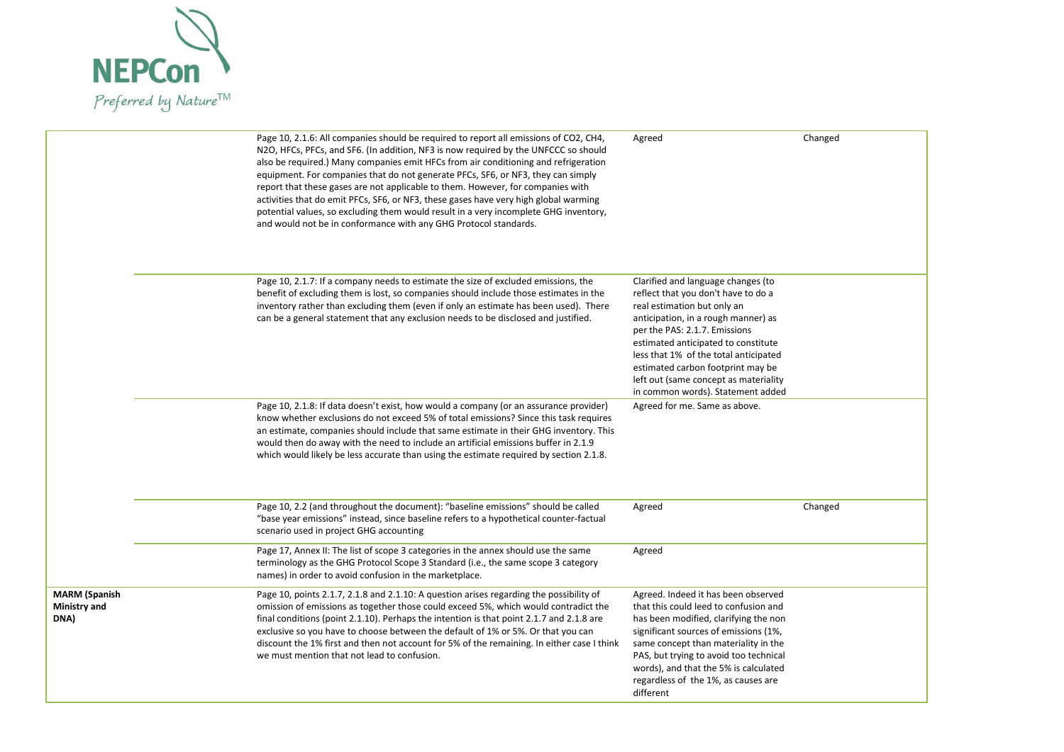| | | | | |
|---|---|---|---|---|
| | | Page 10, 2.1.6: All companies should be required to report all emissions of $CO_2$, $CH_4$, $N_2O$, HFCs, PFCs, and $SF_6$. (In addition, $NF_3$ is now required by the UNFCCC so should also be required.) Many companies emit HFCs from air conditioning and refrigeration equipment. For companies that do not generate PFCs, $SF_6$, or $NF_3$, they can simply report that these gases are not applicable to them. However, for companies with activities that do emit PFCs, $SF_6$, or $NF_3$, these gases have very high global warming potential values, so excluding them would result in a very incomplete GHG inventory, and would not be in conformance with any GHG Protocol standards. | Agreed | Changed |
| | | Page 10, 2.1.7: If a company needs to estimate the size of excluded emissions, the benefit of excluding them is lost, so companies should include those estimates in the inventory rather than excluding them (even if only an estimate has been used). There can be a general statement that any exclusion needs to be disclosed and justified. | Clarified and language changes (to reflect that you don't have to do a real estimation but only an anticipation, in a rough manner) as per the PAS: 2.1.7. Emissions estimated anticipated to constitute less that 1% of the total anticipated estimated carbon footprint may be left out (same concept as materiality in common words). Statement added | |
| | | Page 10, 2.1.8: If data doesn't exist, how would a company (or an assurance provider) know whether exclusions do not exceed 5% of total emissions? Since this task requires an estimate, companies should include that same estimate in their GHG inventory. This would then do away with the need to include an artificial emissions buffer in 2.1.9 which would likely be less accurate than using the estimate required by section 2.1.8. | Agreed for me. Same as above. | |
| | | Page 10, 2.2 (and throughout the document): "baseline emissions" should be called "base year emissions" instead, since baseline refers to a hypothetical counter-factual scenario used in project GHG accounting | Agreed | Changed |
| | | Page 17, Annex II: The list of scope 3 categories in the annex should use the same terminology as the GHG Protocol Scope 3 Standard (i.e., the same scope 3 category names) in order to avoid confusion in the marketplace. | Agreed | |
| **MARM (Spanish Ministry and DNA)** | | Page 10, points 2.1.7, 2.1.8 and 2.1.10: A question arises regarding the possibility of omission of emissions as together those could exceed 5%, which would contradict the final conditions (point 2.1.10). Perhaps the intention is that point 2.1.7 and 2.1.8 are exclusive so you have to choose between the default of 1% or 5%. Or that you can discount the 1% first and then not account for 5% of the remaining. In either case I think we must mention that not lead to confusion. | Agreed. Indeed it has been observed that this could leed to confusion and has been modified, clarifying the non significant sources of emissions (1%, same concept than materiality in the PAS, but trying to avoid too technical words), and that the 5% is calculated regardless of the 1%, as causes are different | |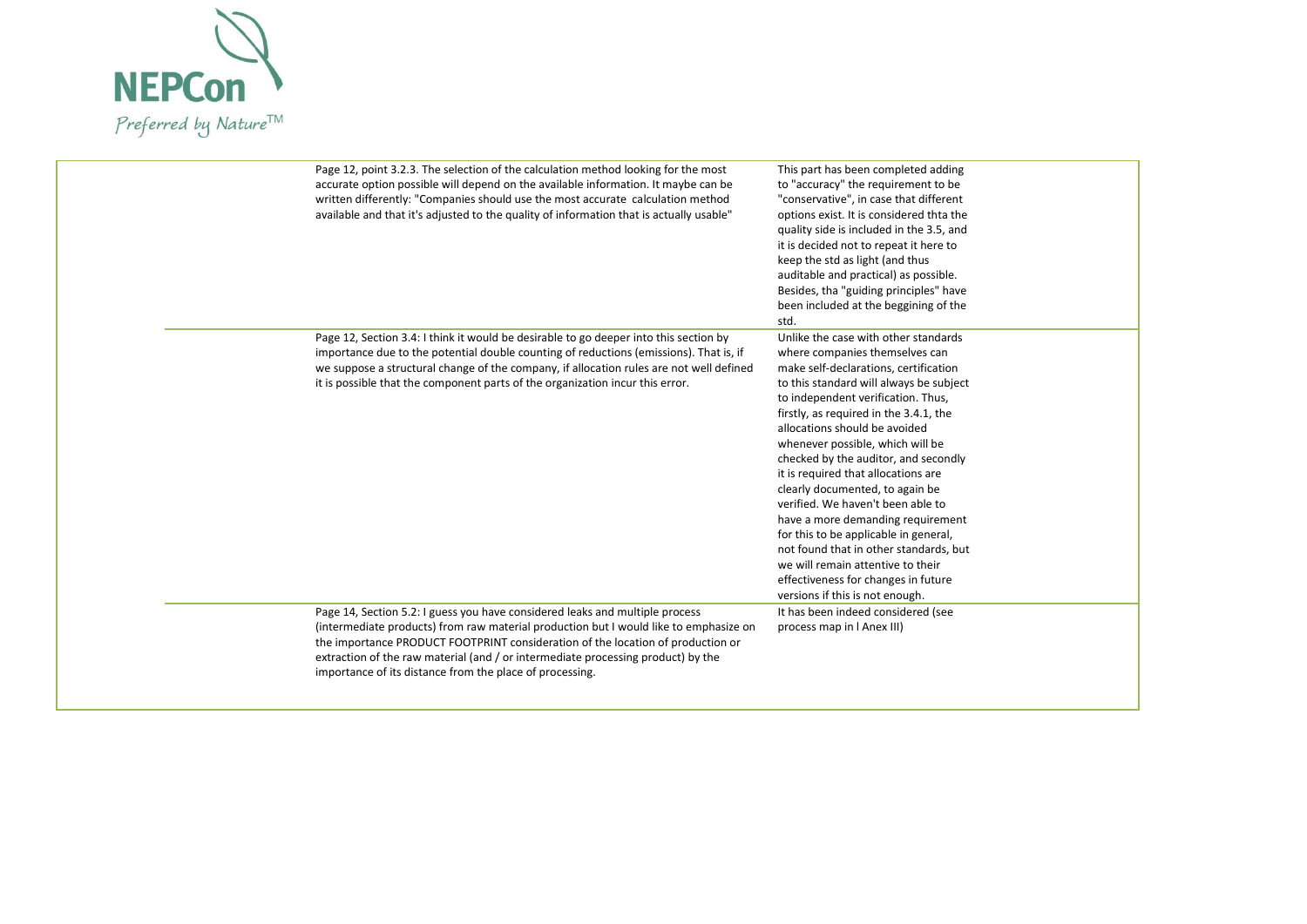| | | | |
|---|---|---|---|
| | Page 12, point 3.2.3. The selection of the calculation method looking for the most accurate option possible will depend on the available information. It maybe can be written differently: "Companies should use the most accurate calculation method available and that it's adjusted to the quality of information that is actually usable" | This part has been completed adding to "accuracy" the requirement to be "conservative", in case that different options exist. It is considered thta the quality side is included in the 3.5, and it is decided not to repeat it here to keep the std as light (and thus auditable and practical) as possible. Besides, tha "guiding principles" have been included at the beggining of the std. | |
| | Page 12, Section 3.4: I think it would be desirable to go deeper into this section by importance due to the potential double counting of reductions (emissions). That is, if we suppose a structural change of the company, if allocation rules are not well defined it is possible that the component parts of the organization incur this error. | Unlike the case with other standards where companies themselves can make self-declarations, certification to this standard will always be subject to independent verification. Thus, firstly, as required in the 3.4.1, the allocations should be avoided whenever possible, which will be checked by the auditor, and secondly it is required that allocations are clearly documented, to again be verified. We haven't been able to have a more demanding requirement for this to be applicable in general, not found that in other standards, but we will remain attentive to their effectiveness for changes in future versions if this is not enough. | |
| | Page 14, Section 5.2: I guess you have considered leaks and multiple process (intermediate products) from raw material production but I would like to emphasize on the importance PRODUCT FOOTPRINT consideration of the location of production or extraction of the raw material (and / or intermediate processing product) by the importance of its distance from the place of processing. | It has been indeed considered (see process map in l Anex III) | |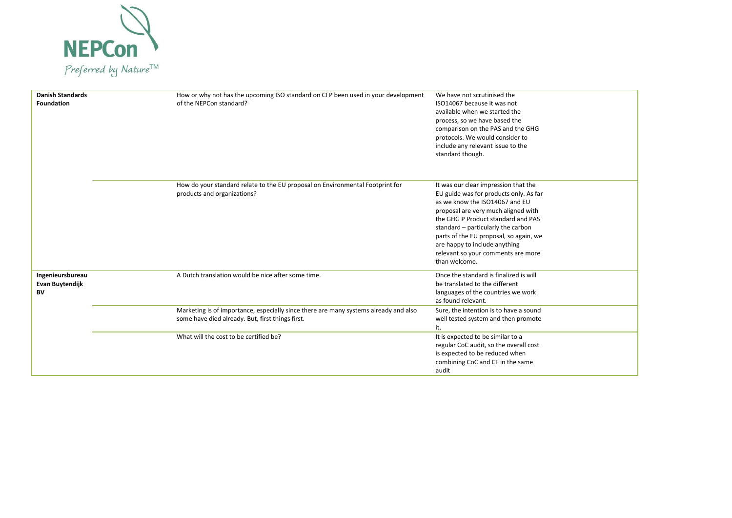| | | | |
|---|---|---|---|
| **Danish Standards Foundation** | | How or why not has the upcoming ISO standard on CFP been used in your development of the NEPCon standard? | We have not scrutinised the ISO14067 because it was not available when we started the process, so we have based the comparison on the PAS and the GHG protocols. We would consider to include any relevant issue to the standard though. |
| | | How do your standard relate to the EU proposal on Environmental Footprint for products and organizations? | It was our clear impression that the EU guide was for products only. As far as we know the ISO14067 and EU proposal are very much aligned with the GHG P Product standard and PAS standard – particularly the carbon parts of the EU proposal, so again, we are happy to include anything relevant so your comments are more than welcome. |
| **Ingenieursbureau Evan Buytendijk BV** | | A Dutch translation would be nice after some time. | Once the standard is finalized is will be translated to the different languages of the countries we work as found relevant. |
| | | Marketing is of importance, especially since there are many systems already and also some have died already. But, first things first. | Sure, the intention is to have a sound well tested system and then promote it. |
| | | What will the cost to be certified be? | It is expected to be similar to a regular CoC audit, so the overall cost is expected to be reduced when combining CoC and CF in the same audit |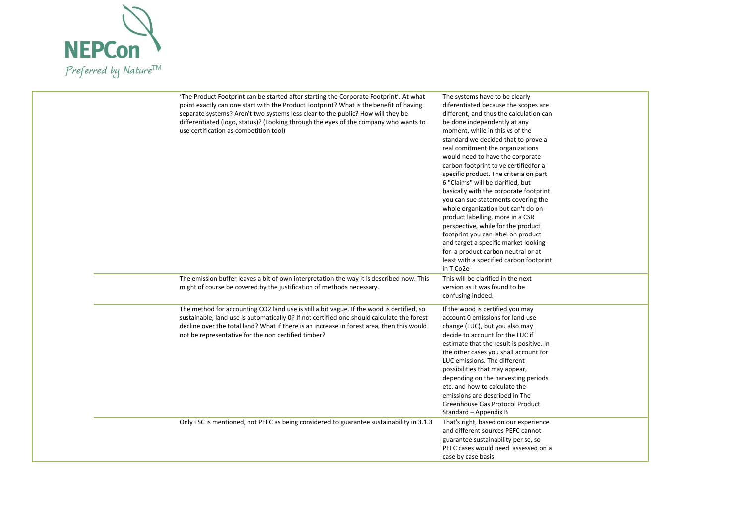| | Comment | Response |
|---|---|---|
| | 'The Product Footprint can be started after starting the Corporate Footprint'. At what point exactly can one start with the Product Footprint? What is the benefit of having separate systems? Aren't two systems less clear to the public? How will they be differentiated (logo, status)? (Looking through the eyes of the company who wants to use certification as competition tool) | The systems have to be clearly diferentiated because the scopes are different, and thus the calculation can be done independently at any moment, while in this vs of the standard we decided that to prove a real comitment the organizations would need to have the corporate carbon footprint to ve certifiedfor a specific product. The criteria on part 6 "Claims" will be clarified, but basically with the corporate footprint you can sue statements covering the whole organization but can't do on-product labelling, more in a CSR perspective, while for the product footprint you can label on product and target a specific market looking for a product carbon neutral or at least with a specified carbon footprint in T Co2e |
| | The emission buffer leaves a bit of own interpretation the way it is described now. This might of course be covered by the justification of methods necessary. | This will be clarified in the next version as it was found to be confusing indeed. |
| | The method for accounting CO2 land use is still a bit vague. If the wood is certified, so sustainable, land use is automatically 0? If not certified one should calculate the forest decline over the total land? What if there is an increase in forest area, then this would not be representative for the non certified timber? | If the wood is certified you may account 0 emissions for land use change (LUC), but you also may decide to account for the LUC if estimate that the result is positive. In the other cases you shall account for LUC emissions. The different possibilities that may appear, depending on the harvesting periods etc. and how to calculate the emissions are described in The Greenhouse Gas Protocol Product Standard – Appendix B |
| | Only FSC is mentioned, not PEFC as being considered to guarantee sustainability in 3.1.3 | That's right, based on our experience and different sources PEFC cannot guarantee sustainability per se, so PEFC cases would need assessed on a case by case basis |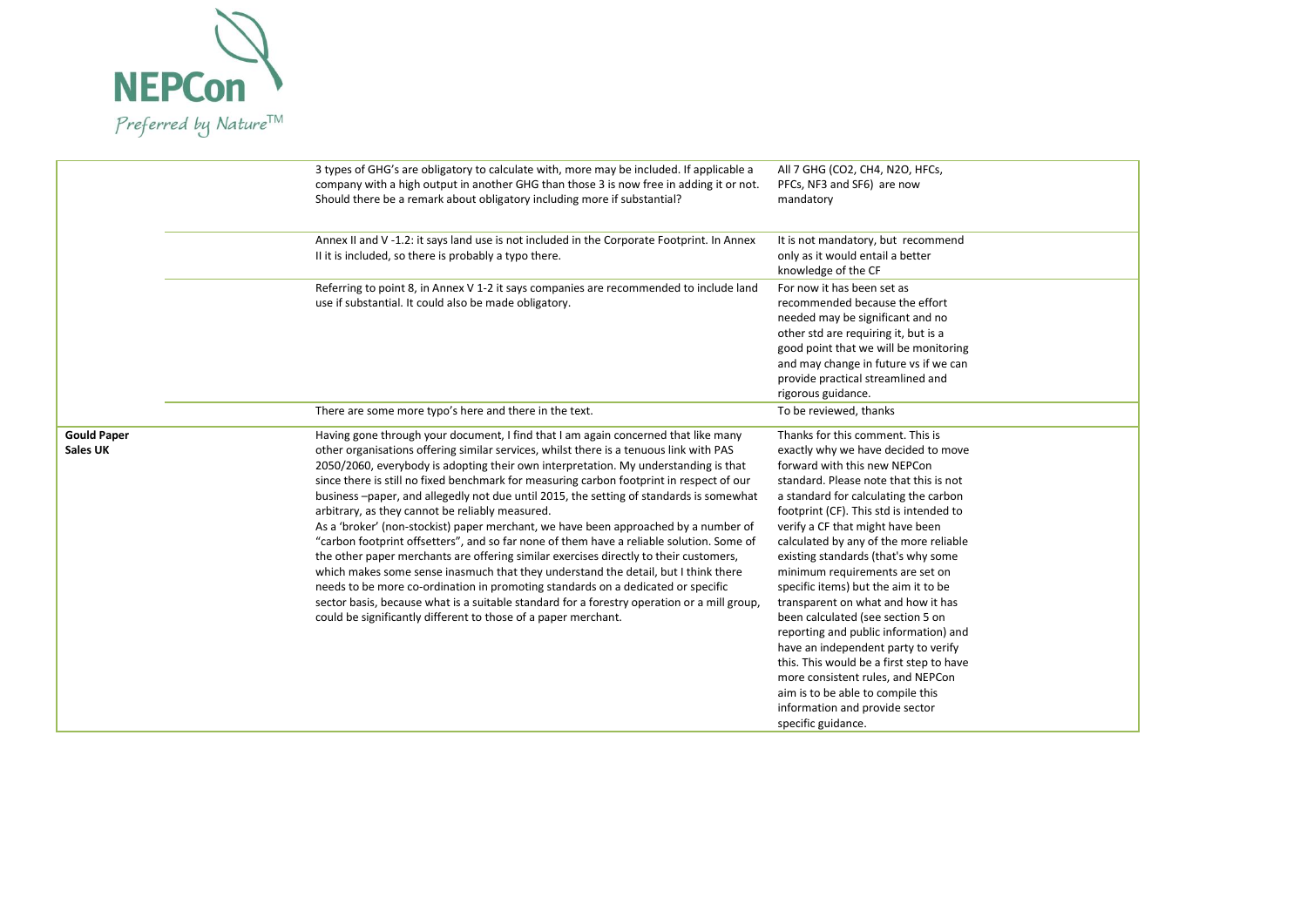| | | | |
|---|---|---|---|
| | | 3 types of GHG's are obligatory to calculate with, more may be included. If applicable a company with a high output in another GHG than those 3 is now free in adding it or not. Should there be a remark about obligatory including more if substantial? | All 7 GHG ($CO_2$, $CH_4$, $N_2O$, HFCs, PFCs, $NF_3$ and $SF_6$) are now mandatory |
| | | Annex II and V -1.2: it says land use is not included in the Corporate Footprint. In Annex II it is included, so there is probably a typo there. | It is not mandatory, but recommend only as it would entail a better knowledge of the CF |
| | | Referring to point 8, in Annex V 1-2 it says companies are recommended to include land use if substantial. It could also be made obligatory. | For now it has been set as recommended because the effort needed may be significant and no other std are requiring it, but is a good point that we will be monitoring and may change in future vs if we can provide practical streamlined and rigorous guidance. |
| | | There are some more typo's here and there in the text. | To be reviewed, thanks |
| **Gould Paper Sales UK** | | Having gone through your document, I find that I am again concerned that like many other organisations offering similar services, whilst there is a tenuous link with PAS 2050/2060, everybody is adopting their own interpretation. My understanding is that since there is still no fixed benchmark for measuring carbon footprint in respect of our business –paper, and allegedly not due until 2015, the setting of standards is somewhat arbitrary, as they cannot be reliably measured.<br>As a 'broker' (non-stockist) paper merchant, we have been approached by a number of "carbon footprint offsetters", and so far none of them have a reliable solution. Some of the other paper merchants are offering similar exercises directly to their customers, which makes some sense inasmuch that they understand the detail, but I think there needs to be more co-ordination in promoting standards on a dedicated or specific sector basis, because what is a suitable standard for a forestry operation or a mill group, could be significantly different to those of a paper merchant. | Thanks for this comment. This is exactly why we have decided to move forward with this new NEPCon standard. Please note that this is not a standard for calculating the carbon footprint (CF). This std is intended to verify a CF that might have been calculated by any of the more reliable existing standards (that's why some minimum requirements are set on specific items) but the aim it to be transparent on what and how it has been calculated (see section 5 on reporting and public information) and have an independent party to verify this. This would be a first step to have more consistent rules, and NEPCon aim is to be able to compile this information and provide sector specific guidance. |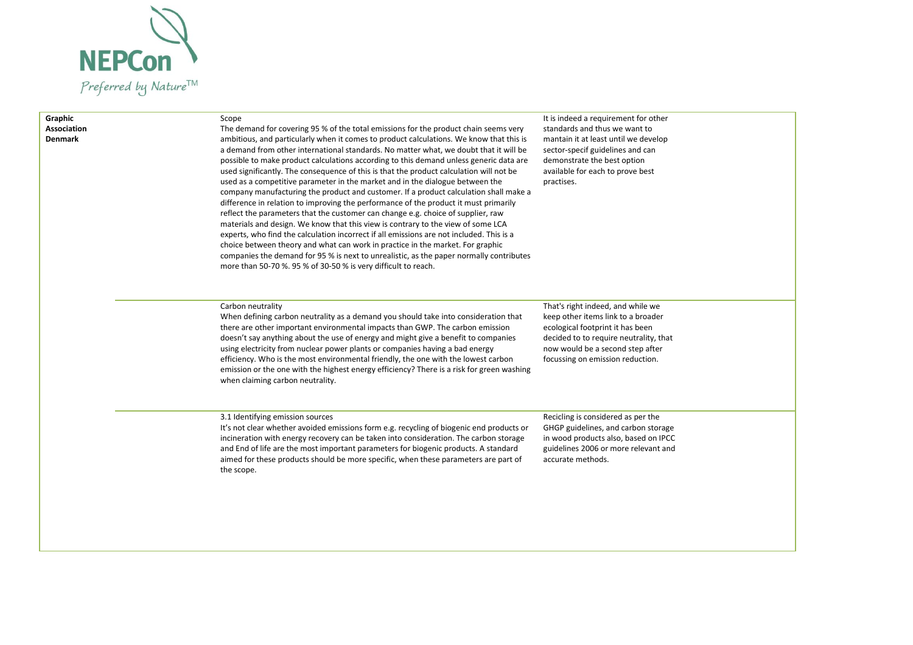NEPCon

*Preferred by Nature™*

| | | |
|---|---|---|
| **Graphic Association Denmark** | Scope<br>The demand for covering 95 % of the total emissions for the product chain seems very ambitious, and particularly when it comes to product calculations. We know that this is a demand from other international standards. No matter what, we doubt that it will be possible to make product calculations according to this demand unless generic data are used significantly. The consequence of this is that the product calculation will not be used as a competitive parameter in the market and in the dialogue between the company manufacturing the product and customer. If a product calculation shall make a difference in relation to improving the performance of the product it must primarily reflect the parameters that the customer can change e.g. choice of supplier, raw materials and design. We know that this view is contrary to the view of some LCA experts, who find the calculation incorrect if all emissions are not included. This is a choice between theory and what can work in practice in the market. For graphic companies the demand for 95 % is next to unrealistic, as the paper normally contributes more than 50-70 %. 95 % of 30-50 % is very difficult to reach. | It is indeed a requirement for other standards and thus we want to mantain it at least until we develop sector-specif guidelines and can demonstrate the best option available for each to prove best practises. |
| | Carbon neutrality<br>When defining carbon neutrality as a demand you should take into consideration that there are other important environmental impacts than GWP. The carbon emission doesn't say anything about the use of energy and might give a benefit to companies using electricity from nuclear power plants or companies having a bad energy efficiency. Who is the most environmental friendly, the one with the lowest carbon emission or the one with the highest energy efficiency? There is a risk for green washing when claiming carbon neutrality. | That's right indeed, and while we keep other items link to a broader ecological footprint it has been decided to to require neutrality, that now would be a second step after focussing on emission reduction. |
| | 3.1 Identifying emission sources<br>It's not clear whether avoided emissions form e.g. recycling of biogenic end products or incineration with energy recovery can be taken into consideration. The carbon storage and End of life are the most important parameters for biogenic products. A standard aimed for these products should be more specific, when these parameters are part of the scope. | Recicling is considered as per the GHGP guidelines, and carbon storage in wood products also, based on IPCC guidelines 2006 or more relevant and accurate methods. |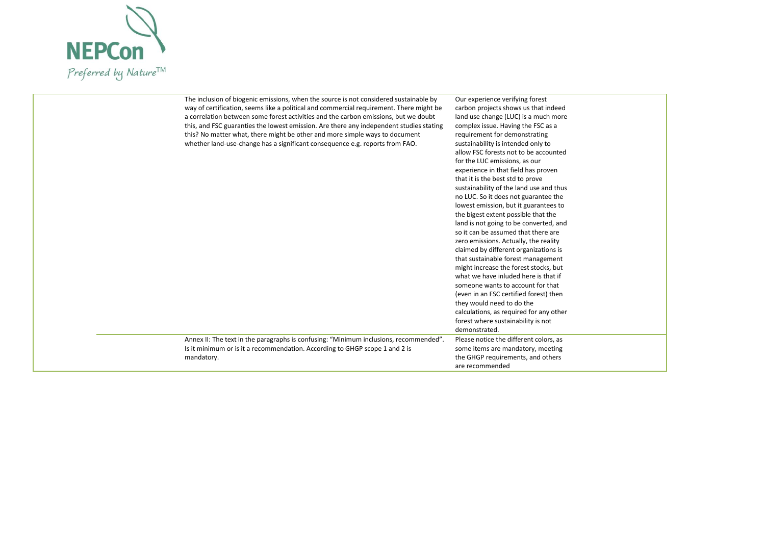| | | | |
|---|---|---|---|
| | The inclusion of biogenic emissions, when the source is not considered sustainable by way of certification, seems like a political and commercial requirement. There might be a correlation between some forest activities and the carbon emissions, but we doubt this, and FSC guaranties the lowest emission. Are there any independent studies stating this? No matter what, there might be other and more simple ways to document whether land-use-change has a significant consequence e.g. reports from FAO. | Our experience verifying forest carbon projects shows us that indeed land use change (LUC) is a much more complex issue. Having the FSC as a requirement for demonstrating sustainability is intended only to allow FSC forests not to be accounted for the LUC emissions, as our experience in that field has proven that it is the best std to prove sustainability of the land use and thus no LUC. So it does not guarantee the lowest emission, but it guarantees to the bigest extent possible that the land is not going to be converted, and so it can be assumed that there are zero emissions. Actually, the reality claimed by different organizations is that sustainable forest management might increase the forest stocks, but what we have inluded here is that if someone wants to account for that (even in an FSC certified forest) then they would need to do the calculations, as required for any other forest where sustainability is not demonstrated. | |
| | Annex II: The text in the paragraphs is confusing: "Minimum inclusions, recommended". Is it minimum or is it a recommendation. According to GHGP scope 1 and 2 is mandatory. | Please notice the different colors, as some items are mandatory, meeting the GHGP requirements, and others are recommended | |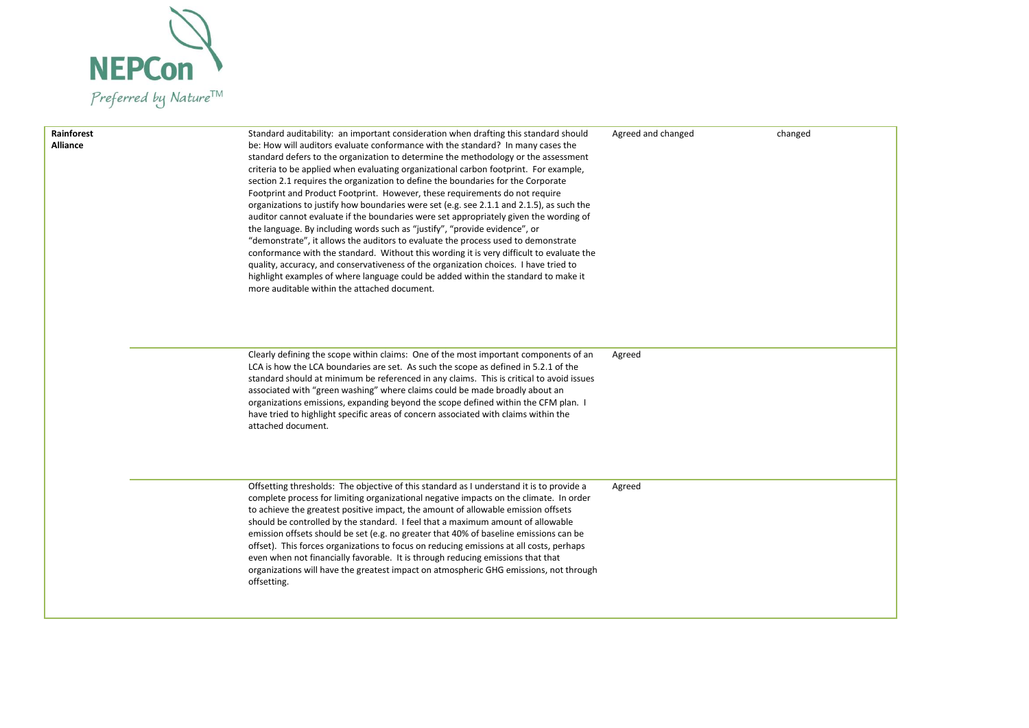| | | | | |
|---|---|---|---|---|
| **Rainforest Alliance** | | Standard auditability: an important consideration when drafting this standard should be: How will auditors evaluate conformance with the standard? In many cases the standard defers to the organization to determine the methodology or the assessment criteria to be applied when evaluating organizational carbon footprint. For example, section 2.1 requires the organization to define the boundaries for the Corporate Footprint and Product Footprint. However, these requirements do not require organizations to justify how boundaries were set (e.g. see 2.1.1 and 2.1.5), as such the auditor cannot evaluate if the boundaries were set appropriately given the wording of the language. By including words such as "justify", "provide evidence", or "demonstrate", it allows the auditors to evaluate the process used to demonstrate conformance with the standard. Without this wording it is very difficult to evaluate the quality, accuracy, and conservativeness of the organization choices. I have tried to highlight examples of where language could be added within the standard to make it more auditable within the attached document. | Agreed and changed | changed |
| | | Clearly defining the scope within claims: One of the most important components of an LCA is how the LCA boundaries are set. As such the scope as defined in 5.2.1 of the standard should at minimum be referenced in any claims. This is critical to avoid issues associated with "green washing" where claims could be made broadly about an organizations emissions, expanding beyond the scope defined within the CFM plan. I have tried to highlight specific areas of concern associated with claims within the attached document. | Agreed | |
| | | Offsetting thresholds: The objective of this standard as I understand it is to provide a complete process for limiting organizational negative impacts on the climate. In order to achieve the greatest positive impact, the amount of allowable emission offsets should be controlled by the standard. I feel that a maximum amount of allowable emission offsets should be set (e.g. no greater that 40% of baseline emissions can be offset). This forces organizations to focus on reducing emissions at all costs, perhaps even when not financially favorable. It is through reducing emissions that that organizations will have the greatest impact on atmospheric GHG emissions, not through offsetting. | Agreed | |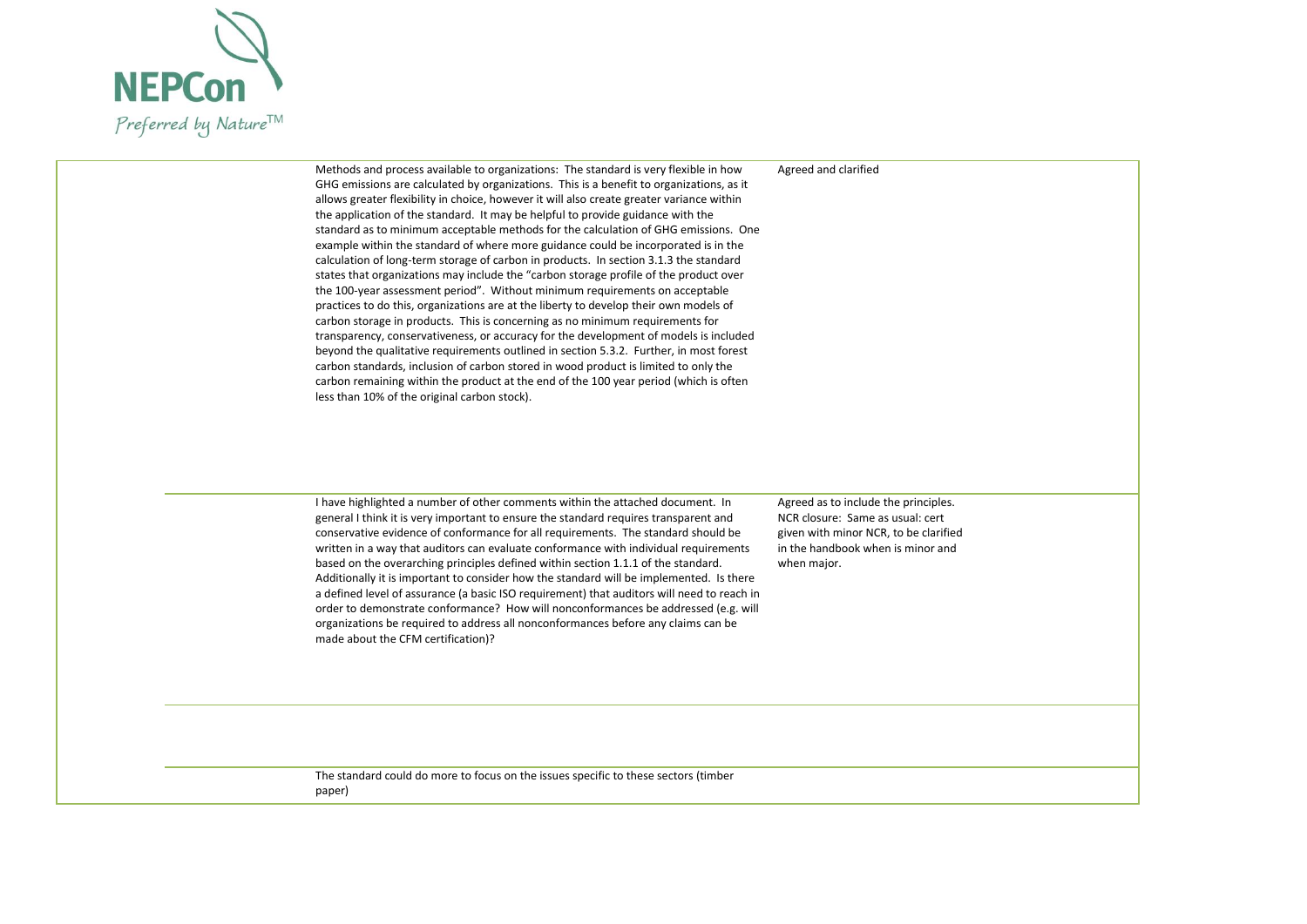| | Comment | Response |
|---|---|---|
| | Methods and process available to organizations: The standard is very flexible in how GHG emissions are calculated by organizations. This is a benefit to organizations, as it allows greater flexibility in choice, however it will also create greater variance within the application of the standard. It may be helpful to provide guidance with the standard as to minimum acceptable methods for the calculation of GHG emissions. One example within the standard of where more guidance could be incorporated is in the calculation of long-term storage of carbon in products. In section 3.1.3 the standard states that organizations may include the "carbon storage profile of the product over the 100-year assessment period". Without minimum requirements on acceptable practices to do this, organizations are at the liberty to develop their own models of carbon storage in products. This is concerning as no minimum requirements for transparency, conservativeness, or accuracy for the development of models is included beyond the qualitative requirements outlined in section 5.3.2. Further, in most forest carbon standards, inclusion of carbon stored in wood product is limited to only the carbon remaining within the product at the end of the 100 year period (which is often less than 10% of the original carbon stock). | Agreed and clarified |
| | I have highlighted a number of other comments within the attached document. In general I think it is very important to ensure the standard requires transparent and conservative evidence of conformance for all requirements. The standard should be written in a way that auditors can evaluate conformance with individual requirements based on the overarching principles defined within section 1.1.1 of the standard. Additionally it is important to consider how the standard will be implemented. Is there a defined level of assurance (a basic ISO requirement) that auditors will need to reach in order to demonstrate conformance? How will nonconformances be addressed (e.g. will organizations be required to address all nonconformances before any claims can be made about the CFM certification)? | Agreed as to include the principles. NCR closure: Same as usual: cert given with minor NCR, to be clarified in the handbook when is minor and when major. |
| | | |
| | The standard could do more to focus on the issues specific to these sectors (timber paper) | |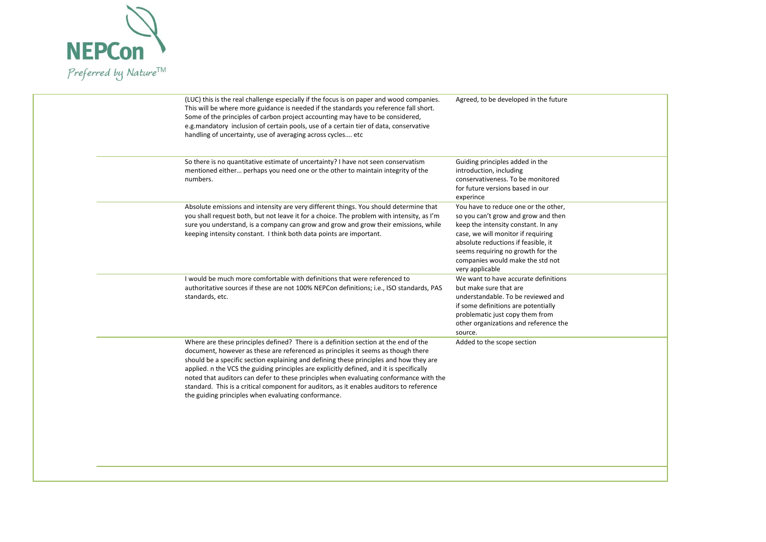| | | |
|---|---|---|
| | (LUC) this is the real challenge especially if the focus is on paper and wood companies. This will be where more guidance is needed if the standards you reference fall short. Some of the principles of carbon project accounting may have to be considered, e.g.mandatory inclusion of certain pools, use of a certain tier of data, conservative handling of uncertainty, use of averaging across cycles…. etc | Agreed, to be developed in the future |
| | So there is no quantitative estimate of uncertainty? I have not seen conservatism mentioned either… perhaps you need one or the other to maintain integrity of the numbers. | Guiding principles added in the introduction, including conservativeness. To be monitored for future versions based in our experince |
| | Absolute emissions and intensity are very different things. You should determine that you shall request both, but not leave it for a choice. The problem with intensity, as I'm sure you understand, is a company can grow and grow and grow their emissions, while keeping intensity constant. I think both data points are important. | You have to reduce one or the other, so you can't grow and grow and then keep the intensity constant. In any case, we will monitor if requiring absolute reductions if feasible, it seems requiring no growth for the companies would make the std not very applicable |
| | I would be much more comfortable with definitions that were referenced to authoritative sources if these are not 100% NEPCon definitions; i.e., ISO standards, PAS standards, etc. | We want to have accurate definitions but make sure that are understandable. To be reviewed and if some definitions are potentially problematic just copy them from other organizations and reference the source. |
| | Where are these principles defined? There is a definition section at the end of the document, however as these are referenced as principles it seems as though there should be a specific section explaining and defining these principles and how they are applied. n the VCS the guiding principles are explicitly defined, and it is specifically noted that auditors can defer to these principles when evaluating conformance with the standard. This is a critical component for auditors, as it enables auditors to reference the guiding principles when evaluating conformance. | Added to the scope section |
| | | |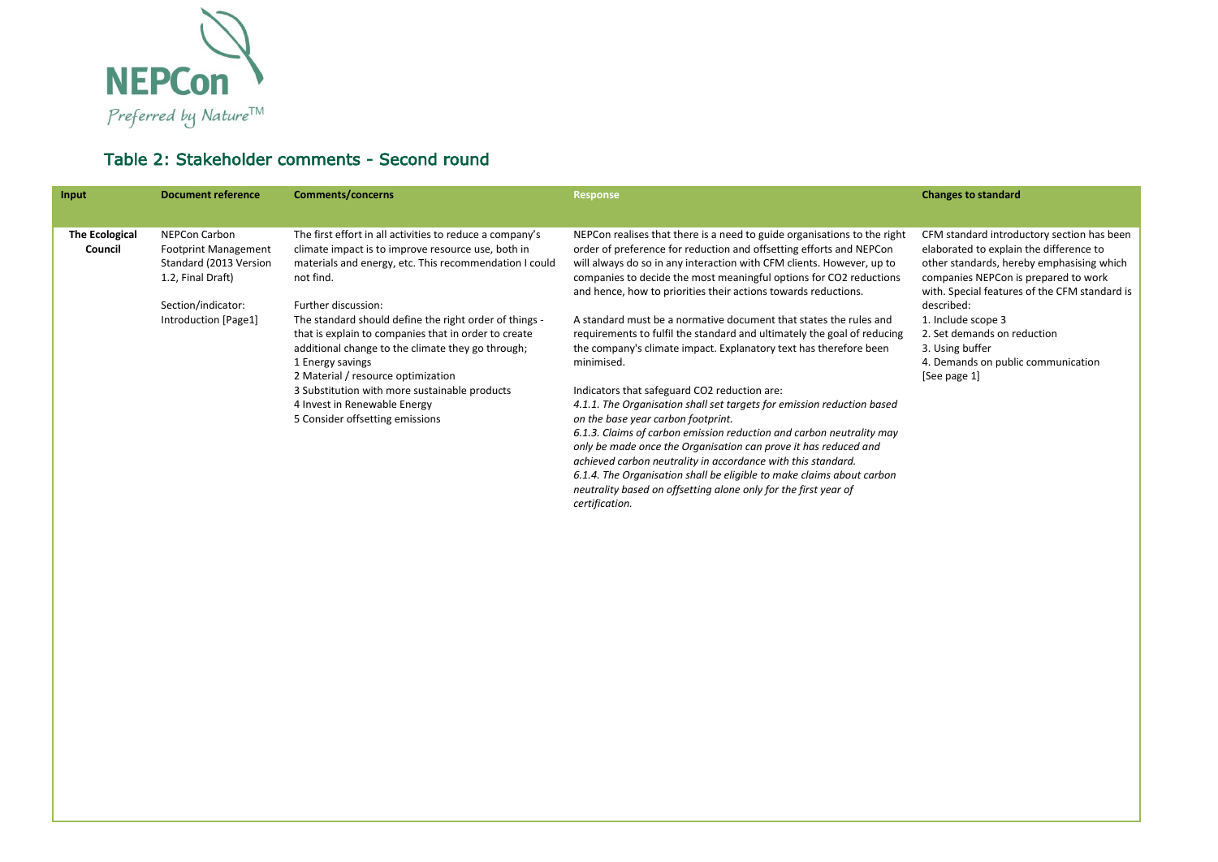## Table 2: Stakeholder comments - Second round

| Input | Document reference | Comments/concerns | Response | Changes to standard |
|---|---|---|---|---|
| **The Ecological Council** | NEPCon Carbon Footprint Management Standard (2013 Version 1.2, Final Draft)<br><br>Section/indicator: Introduction [Page1] | The first effort in all activities to reduce a company's climate impact is to improve resource use, both in materials and energy, etc. This recommendation I could not find.<br><br>Further discussion:<br>The standard should define the right order of things - that is explain to companies that in order to create additional change to the climate they go through;<br>1 Energy savings<br>2 Material / resource optimization<br>3 Substitution with more sustainable products<br>4 Invest in Renewable Energy<br>5 Consider offsetting emissions | NEPCon realises that there is a need to guide organisations to the right order of preference for reduction and offsetting efforts and NEPCon will always do so in any interaction with CFM clients. However, up to companies to decide the most meaningful options for CO2 reductions and hence, how to priorities their actions towards reductions.<br><br>A standard must be a normative document that states the rules and requirements to fulfil the standard and ultimately the goal of reducing the company's climate impact. Explanatory text has therefore been minimised.<br><br>Indicators that safeguard CO2 reduction are:<br>*4.1.1. The Organisation shall set targets for emission reduction based on the base year carbon footprint.*<br>*6.1.3. Claims of carbon emission reduction and carbon neutrality may only be made once the Organisation can prove it has reduced and achieved carbon neutrality in accordance with this standard.*<br>*6.1.4. The Organisation shall be eligible to make claims about carbon neutrality based on offsetting alone only for the first year of certification.* | CFM standard introductory section has been elaborated to explain the difference to other standards, hereby emphasising which companies NEPCon is prepared to work with. Special features of the CFM standard is described:<br>1. Include scope 3<br>2. Set demands on reduction<br>3. Using buffer<br>4. Demands on public communication<br>[See page 1] |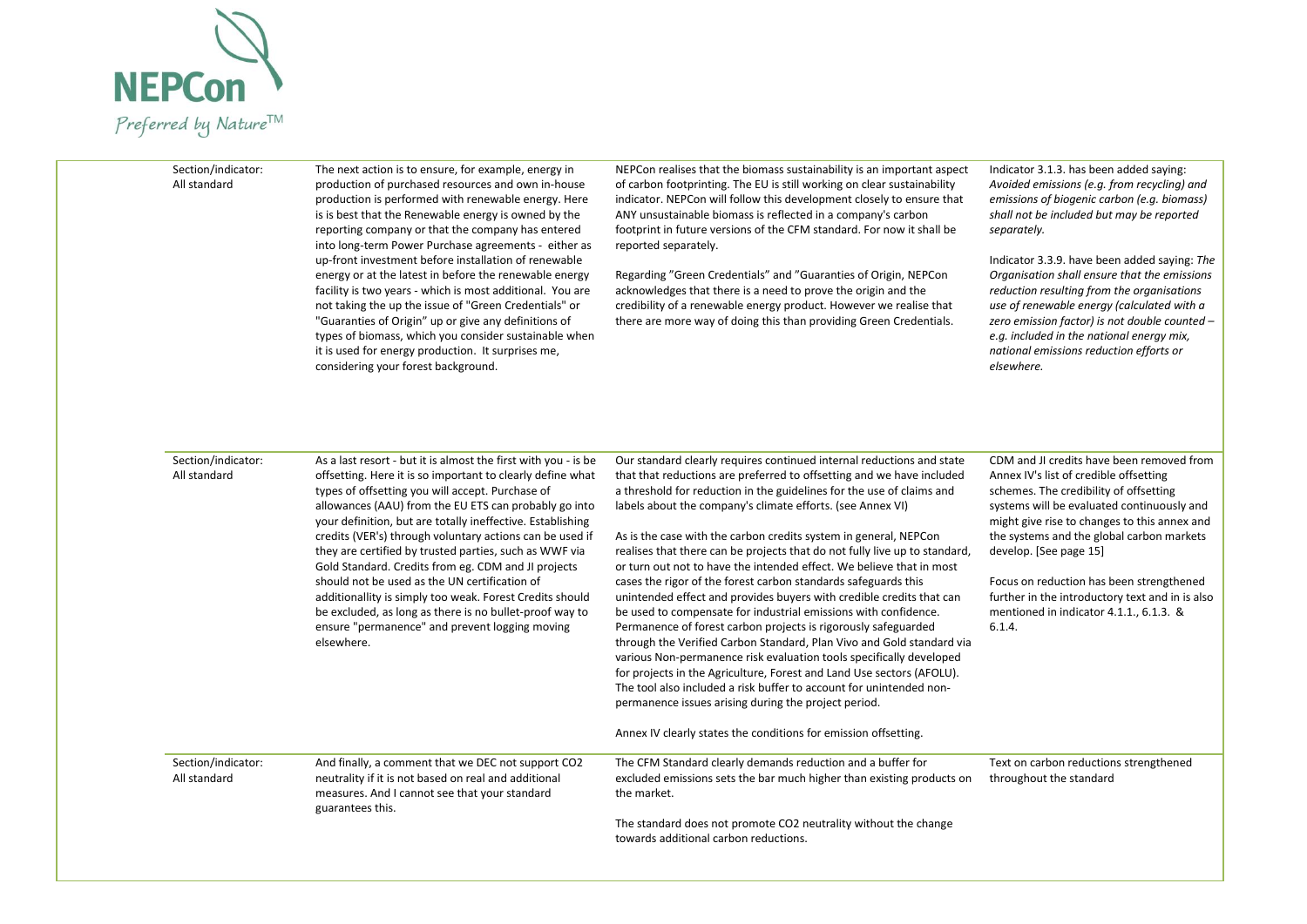| Section/indicator: All standard | The next action is to ensure, for example, energy in production of purchased resources and own in-house production is performed with renewable energy. Here is is best that the Renewable energy is owned by the reporting company or that the company has entered into long-term Power Purchase agreements - either as up-front investment before installation of renewable energy or at the latest in before the renewable energy facility is two years - which is most additional. You are not taking the up the issue of "Green Credentials" or "Guaranties of Origin" up or give any definitions of types of biomass, which you consider sustainable when it is used for energy production. It surprises me, considering your forest background. | NEPCon realises that the biomass sustainability is an important aspect of carbon footprinting. The EU is still working on clear sustainability indicator. NEPCon will follow this development closely to ensure that ANY unsustainable biomass is reflected in a company's carbon footprint in future versions of the CFM standard. For now it shall be reported separately.<br><br>Regarding "Green Credentials" and "Guaranties of Origin, NEPCon acknowledges that there is a need to prove the origin and the credibility of a renewable energy product. However we realise that there are more way of doing this than providing Green Credentials. | Indicator 3.1.3. has been added saying: *Avoided emissions (e.g. from recycling) and emissions of biogenic carbon (e.g. biomass) shall not be included but may be reported separately.*<br><br>Indicator 3.3.9. have been added saying: *The Organisation shall ensure that the emissions reduction resulting from the organisations use of renewable energy (calculated with a zero emission factor) is not double counted – e.g. included in the national energy mix, national emissions reduction efforts or elsewhere.* |
|---|---|---|---|
| Section/indicator: All standard | As a last resort - but it is almost the first with you - is be offsetting. Here it is so important to clearly define what types of offsetting you will accept. Purchase of allowances (AAU) from the EU ETS can probably go into your definition, but are totally ineffective. Establishing credits (VER's) through voluntary actions can be used if they are certified by trusted parties, such as WWF via Gold Standard. Credits from eg. CDM and JI projects should not be used as the UN certification of additionallity is simply too weak. Forest Credits should be excluded, as long as there is no bullet-proof way to ensure "permanence" and prevent logging moving elsewhere. | Our standard clearly requires continued internal reductions and state that that reductions are preferred to offsetting and we have included a threshold for reduction in the guidelines for the use of claims and labels about the company's climate efforts. (see Annex VI)<br><br>As is the case with the carbon credits system in general, NEPCon realises that there can be projects that do not fully live up to standard, or turn out not to have the intended effect. We believe that in most cases the rigor of the forest carbon standards safeguards this unintended effect and provides buyers with credible credits that can be used to compensate for industrial emissions with confidence. Permanence of forest carbon projects is rigorously safeguarded through the Verified Carbon Standard, Plan Vivo and Gold standard via various Non-permanence risk evaluation tools specifically developed for projects in the Agriculture, Forest and Land Use sectors (AFOLU). The tool also included a risk buffer to account for unintended non-permanence issues arising during the project period.<br><br>Annex IV clearly states the conditions for emission offsetting. | CDM and JI credits have been removed from Annex IV's list of credible offsetting schemes. The credibility of offsetting systems will be evaluated continuously and might give rise to changes to this annex and the systems and the global carbon markets develop. [See page 15]<br><br>Focus on reduction has been strengthened further in the introductory text and in is also mentioned in indicator 4.1.1., 6.1.3. & 6.1.4. |
| Section/indicator: All standard | And finally, a comment that we DEC not support $CO_2$ neutrality if it is not based on real and additional measures. And I cannot see that your standard guarantees this. | The CFM Standard clearly demands reduction and a buffer for excluded emissions sets the bar much higher than existing products on the market.<br><br>The standard does not promote $CO_2$ neutrality without the change towards additional carbon reductions. | Text on carbon reductions strengthened throughout the standard |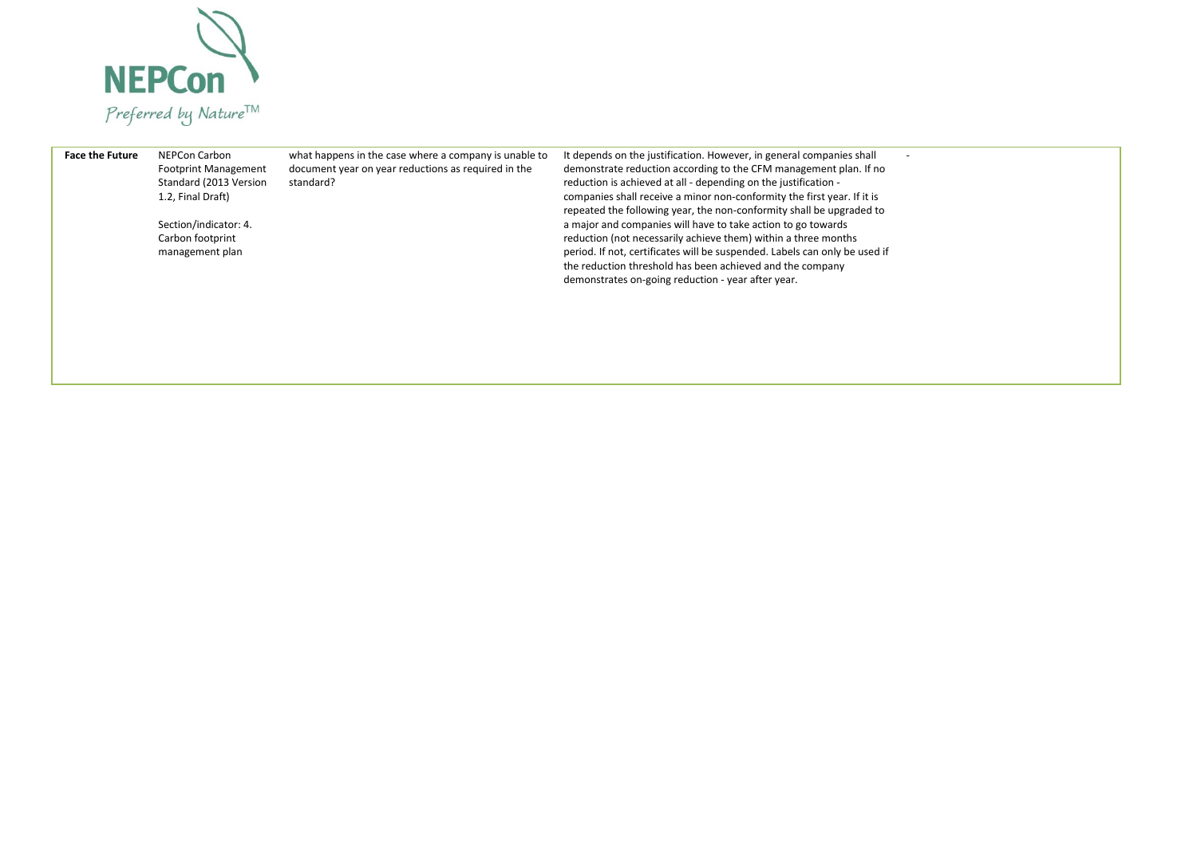| | | | | |
|---|---|---|---|---|
| **Face the Future** | NEPCon Carbon Footprint Management Standard (2013 Version 1.2, Final Draft)<br><br>Section/indicator: 4. Carbon footprint management plan | what happens in the case where a company is unable to document year on year reductions as required in the standard? | It depends on the justification. However, in general companies shall demonstrate reduction according to the CFM management plan. If no reduction is achieved at all - depending on the justification - companies shall receive a minor non-conformity the first year. If it is repeated the following year, the non-conformity shall be upgraded to a major and companies will have to take action to go towards reduction (not necessarily achieve them) within a three months period. If not, certificates will be suspended. Labels can only be used if the reduction threshold has been achieved and the company demonstrates on-going reduction - year after year. | - |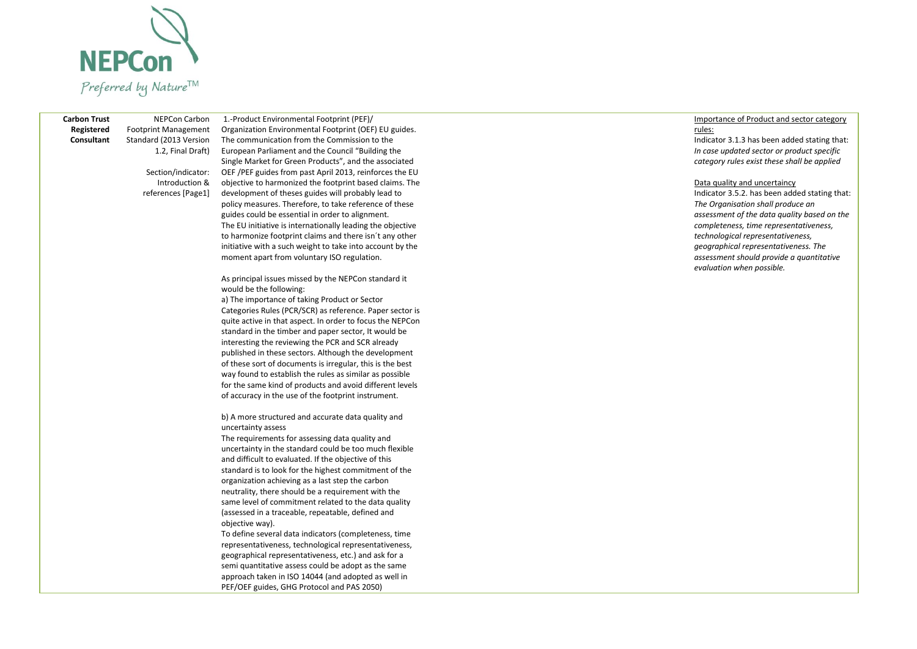| | | | |
|---|---|---|---|
| **Carbon Trust Registered Consultant** | NEPCon Carbon Footprint Management Standard (2013 Version 1.2, Final Draft)<br><br>Section/indicator: Introduction & references [Page1] | 1.-Product Environmental Footprint (PEF)/ Organization Environmental Footprint (OEF) EU guides. The communication from the Commission to the European Parliament and the Council "Building the Single Market for Green Products", and the associated OEF /PEF guides from past April 2013, reinforces the EU objective to harmonized the footprint based claims. The development of theses guides will probably lead to policy measures. Therefore, to take reference of these guides could be essential in order to alignment.<br>The EU initiative is internationally leading the objective to harmonize footprint claims and there isn´t any other initiative with a such weight to take into account by the moment apart from voluntary ISO regulation.<br><br>As principal issues missed by the NEPCon standard it would be the following:<br>a) The importance of taking Product or Sector Categories Rules (PCR/SCR) as reference. Paper sector is quite active in that aspect. In order to focus the NEPCon standard in the timber and paper sector, It would be interesting the reviewing the PCR and SCR already published in these sectors. Although the development of these sort of documents is irregular, this is the best way found to establish the rules as similar as possible for the same kind of products and avoid different levels of accuracy in the use of the footprint instrument.<br><br>b) A more structured and accurate data quality and uncertainty assess<br>The requirements for assessing data quality and uncertainty in the standard could be too much flexible and difficult to evaluated. If the objective of this standard is to look for the highest commitment of the organization achieving as a last step the carbon neutrality, there should be a requirement with the same level of commitment related to the data quality (assessed in a traceable, repeatable, defined and objective way).<br>To define several data indicators (completeness, time representativeness, technological representativeness, geographical representativeness, etc.) and ask for a semi quantitative assess could be adopt as the same approach taken in ISO 14044 (and adopted as well in PEF/OEF guides, GHG Protocol and PAS 2050) | Importance of Product and sector category rules:<br>Indicator 3.1.3 has been added stating that: *In case updated sector or product specific category rules exist these shall be applied*<br><br>Data quality and uncertaincy<br>Indicator 3.5.2. has been added stating that: *The Organisation shall produce an assessment of the data quality based on the completeness, time representativeness, technological representativeness, geographical representativeness. The assessment should provide a quantitative evaluation when possible.* |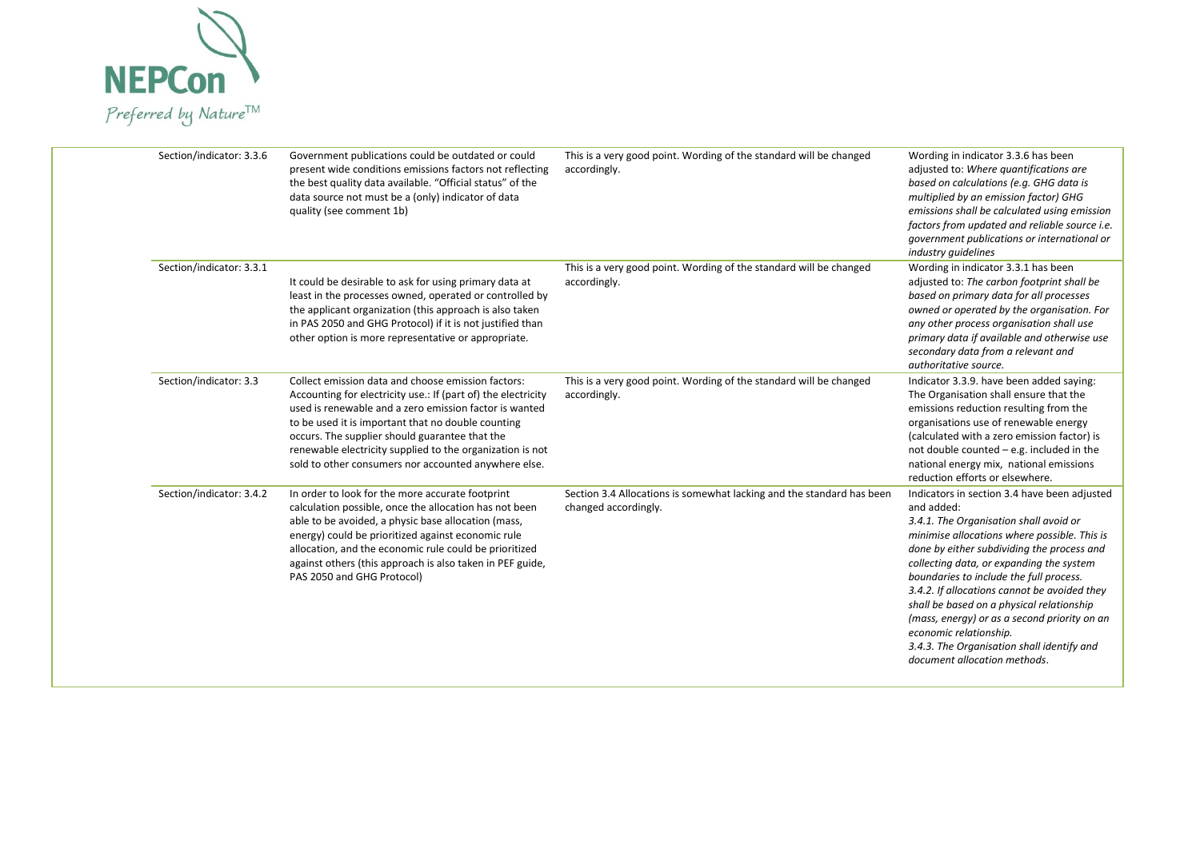| | | | |
|---|---|---|---|
| Section/indicator: 3.3.6 | Government publications could be outdated or could present wide conditions emissions factors not reflecting the best quality data available. "Official status" of the data source not must be a (only) indicator of data quality (see comment 1b) | This is a very good point. Wording of the standard will be changed accordingly. | Wording in indicator 3.3.6 has been adjusted to: *Where quantifications are based on calculations (e.g. GHG data is multiplied by an emission factor) GHG emissions shall be calculated using emission factors from updated and reliable source i.e. government publications or international or industry guidelines* |
| Section/indicator: 3.3.1 | It could be desirable to ask for using primary data at least in the processes owned, operated or controlled by the applicant organization (this approach is also taken in PAS 2050 and GHG Protocol) if it is not justified than other option is more representative or appropriate. | This is a very good point. Wording of the standard will be changed accordingly. | Wording in indicator 3.3.1 has been adjusted to: *The carbon footprint shall be based on primary data for all processes owned or operated by the organisation. For any other process organisation shall use primary data if available and otherwise use secondary data from a relevant and authoritative source.* |
| Section/indicator: 3.3 | Collect emission data and choose emission factors: Accounting for electricity use.: If (part of) the electricity used is renewable and a zero emission factor is wanted to be used it is important that no double counting occurs. The supplier should guarantee that the renewable electricity supplied to the organization is not sold to other consumers nor accounted anywhere else. | This is a very good point. Wording of the standard will be changed accordingly. | Indicator 3.3.9. have been added saying: The Organisation shall ensure that the emissions reduction resulting from the organisations use of renewable energy (calculated with a zero emission factor) is not double counted – e.g. included in the national energy mix, national emissions reduction efforts or elsewhere. |
| Section/indicator: 3.4.2 | In order to look for the more accurate footprint calculation possible, once the allocation has not been able to be avoided, a physic base allocation (mass, energy) could be prioritized against economic rule allocation, and the economic rule could be prioritized against others (this approach is also taken in PEF guide, PAS 2050 and GHG Protocol) | Section 3.4 Allocations is somewhat lacking and the standard has been changed accordingly. | Indicators in section 3.4 have been adjusted and added:<br>*3.4.1. The Organisation shall avoid or minimise allocations where possible. This is done by either subdividing the process and collecting data, or expanding the system boundaries to include the full process.*<br>*3.4.2. If allocations cannot be avoided they shall be based on a physical relationship (mass, energy) or as a second priority on an economic relationship.*<br>*3.4.3. The Organisation shall identify and document allocation methods.* |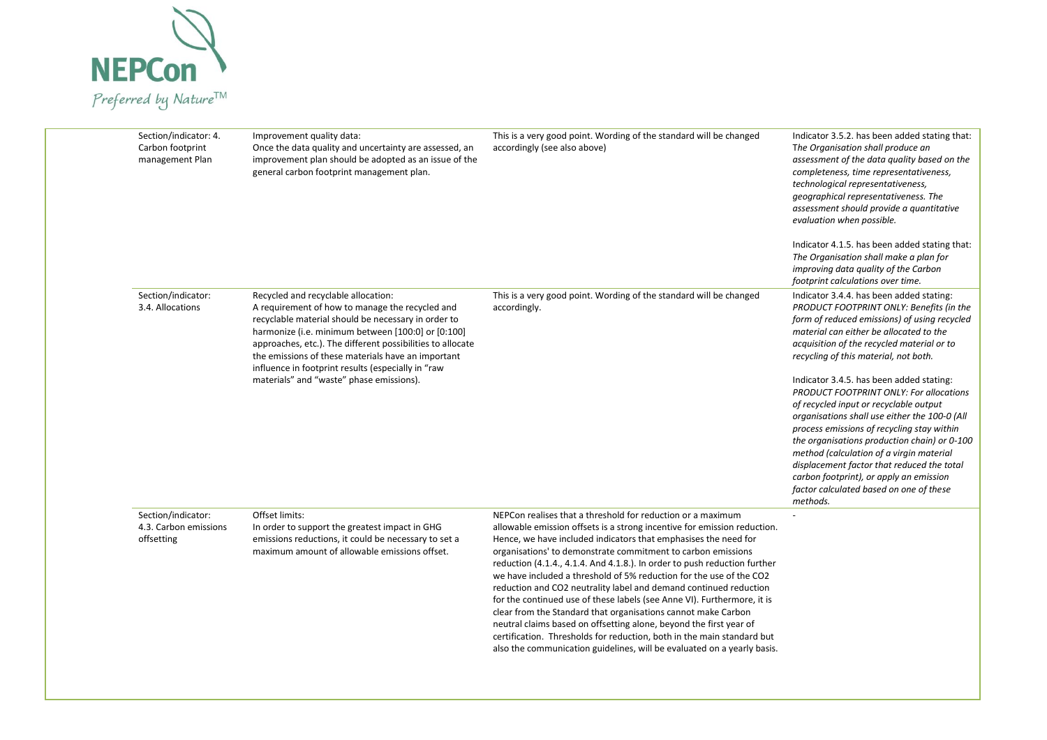| | | | |
|---|---|---|---|
| Section/indicator: 4. Carbon footprint management Plan | Improvement quality data:<br>Once the data quality and uncertainty are assessed, an improvement plan should be adopted as an issue of the general carbon footprint management plan. | This is a very good point. Wording of the standard will be changed accordingly (see also above) | Indicator 3.5.2. has been added stating that: T*he Organisation shall produce an assessment of the data quality based on the completeness, time representativeness, technological representativeness, geographical representativeness. The assessment should provide a quantitative evaluation when possible.*<br><br>Indicator 4.1.5. has been added stating that: *The Organisation shall make a plan for improving data quality of the Carbon footprint calculations over time.* |
| Section/indicator: 3.4. Allocations | Recycled and recyclable allocation:<br>A requirement of how to manage the recycled and recyclable material should be necessary in order to harmonize (i.e. minimum between [100:0] or [0:100] approaches, etc.). The different possibilities to allocate the emissions of these materials have an important influence in footprint results (especially in "raw materials" and "waste" phase emissions). | This is a very good point. Wording of the standard will be changed accordingly. | Indicator 3.4.4. has been added stating: *PRODUCT FOOTPRINT ONLY: Benefits (in the form of reduced emissions) of using recycled material can either be allocated to the acquisition of the recycled material or to recycling of this material, not both.*<br><br>Indicator 3.4.5. has been added stating: *PRODUCT FOOTPRINT ONLY: For allocations of recycled input or recyclable output organisations shall use either the 100-0 (All process emissions of recycling stay within the organisations production chain) or 0-100 method (calculation of a virgin material displacement factor that reduced the total carbon footprint), or apply an emission factor calculated based on one of these methods.* |
| Section/indicator: 4.3. Carbon emissions offsetting | Offset limits:<br>In order to support the greatest impact in GHG emissions reductions, it could be necessary to set a maximum amount of allowable emissions offset. | NEPCon realises that a threshold for reduction or a maximum allowable emission offsets is a strong incentive for emission reduction. Hence, we have included indicators that emphasises the need for organisations' to demonstrate commitment to carbon emissions reduction (4.1.4., 4.1.4. And 4.1.8.). In order to push reduction further we have included a threshold of 5% reduction for the use of the $CO_2$ reduction and $CO_2$ neutrality label and demand continued reduction for the continued use of these labels (see Anne VI). Furthermore, it is clear from the Standard that organisations cannot make Carbon neutral claims based on offsetting alone, beyond the first year of certification. Thresholds for reduction, both in the main standard but also the communication guidelines, will be evaluated on a yearly basis. | - |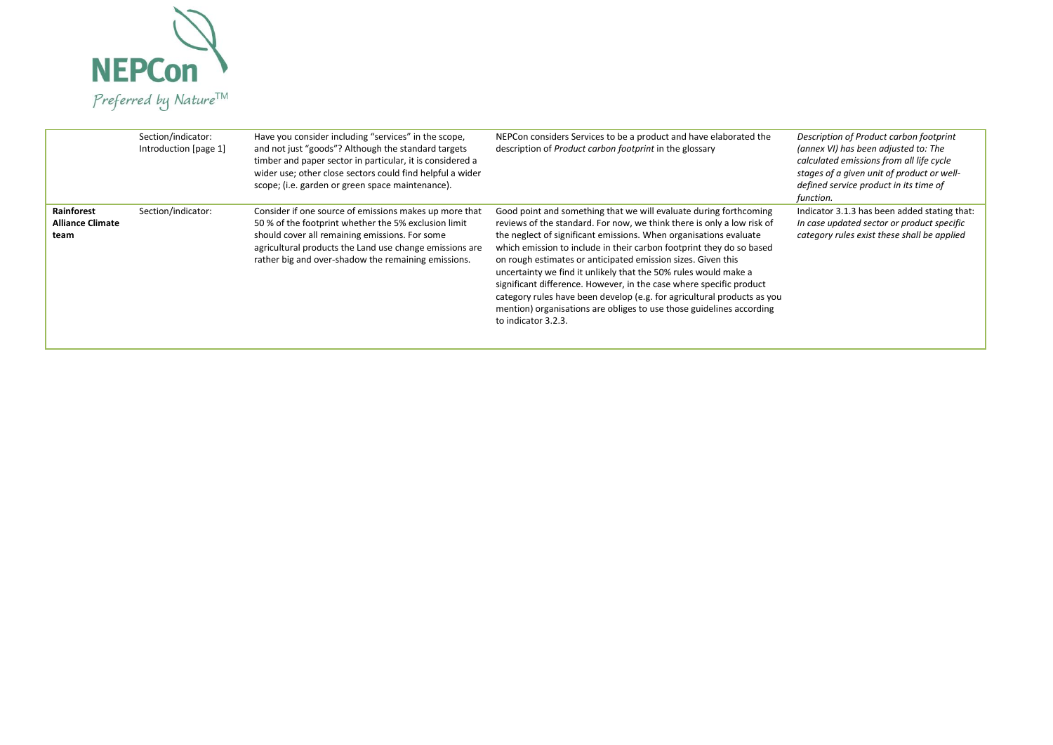| | | | | |
|---|---|---|---|---|
| | Section/indicator: Introduction [page 1] | Have you consider including "services" in the scope, and not just "goods"? Although the standard targets timber and paper sector in particular, it is considered a wider use; other close sectors could find helpful a wider scope; (i.e. garden or green space maintenance). | NEPCon considers Services to be a product and have elaborated the description of *Product carbon footprint* in the glossary | *Description of Product carbon footprint (annex VI) has been adjusted to: The calculated emissions from all life cycle stages of a given unit of product or well-defined service product in its time of function.* |
| **Rainforest Alliance Climate team** | Section/indicator: | Consider if one source of emissions makes up more that 50 % of the footprint whether the 5% exclusion limit should cover all remaining emissions. For some agricultural products the Land use change emissions are rather big and over-shadow the remaining emissions. | Good point and something that we will evaluate during forthcoming reviews of the standard. For now, we think there is only a low risk of the neglect of significant emissions. When organisations evaluate which emission to include in their carbon footprint they do so based on rough estimates or anticipated emission sizes. Given this uncertainty we find it unlikely that the 50% rules would make a significant difference. However, in the case where specific product category rules have been develop (e.g. for agricultural products as you mention) organisations are obliges to use those guidelines according to indicator 3.2.3. | Indicator 3.1.3 has been added stating that: *In case updated sector or product specific category rules exist these shall be applied* |